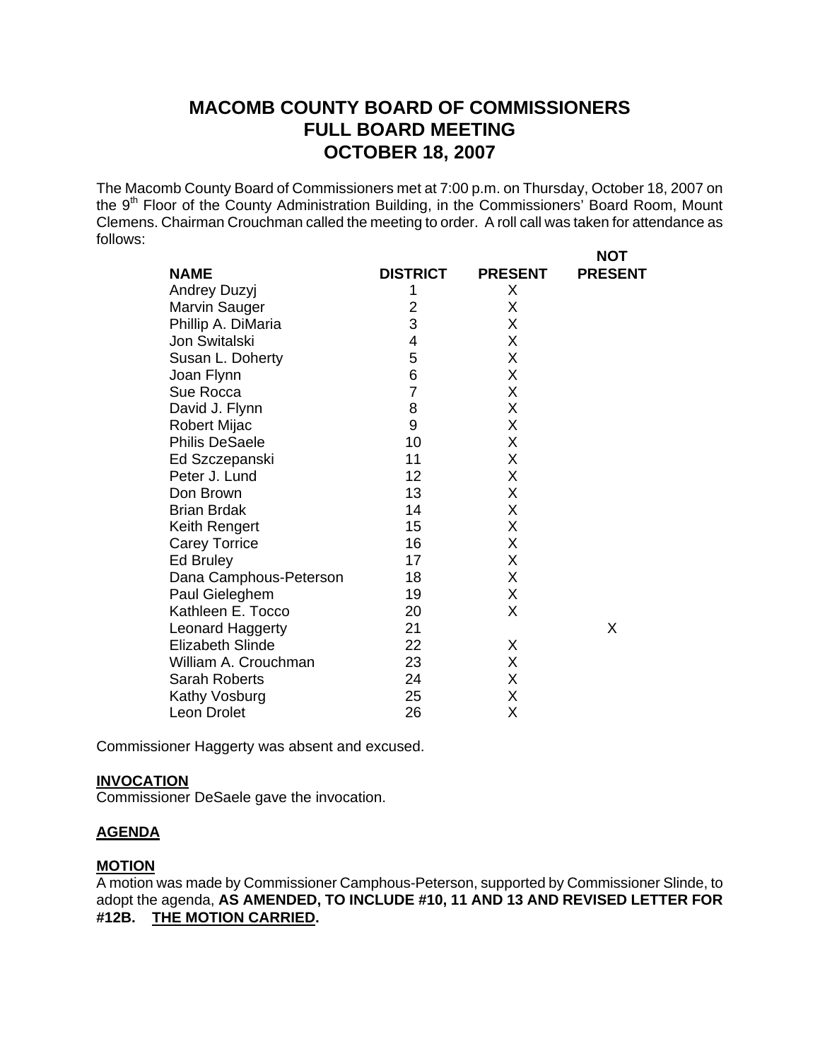# MACOMB COUNTY BOARD OF COMMISSIONERS
# FULL BOARD MEETING
# OCTOBER 18, 2007

The Macomb County Board of Commissioners met at 7:00 p.m. on Thursday, October 18, 2007 on the 9th Floor of the County Administration Building, in the Commissioners' Board Room, Mount Clemens. Chairman Crouchman called the meeting to order. A roll call was taken for attendance as follows:

| NAME | DISTRICT | PRESENT | NOT PRESENT |
|---|---|---|---|
| Andrey Duzyj | 1 | X | |
| Marvin Sauger | 2 | X | |
| Phillip A. DiMaria | 3 | X | |
| Jon Switalski | 4 | X | |
| Susan L. Doherty | 5 | X | |
| Joan Flynn | 6 | X | |
| Sue Rocca | 7 | X | |
| David J. Flynn | 8 | X | |
| Robert Mijac | 9 | X | |
| Philis DeSaele | 10 | X | |
| Ed Szczepanski | 11 | X | |
| Peter J. Lund | 12 | X | |
| Don Brown | 13 | X | |
| Brian Brdak | 14 | X | |
| Keith Rengert | 15 | X | |
| Carey Torrice | 16 | X | |
| Ed Bruley | 17 | X | |
| Dana Camphous-Peterson | 18 | X | |
| Paul Gieleghem | 19 | X | |
| Kathleen E. Tocco | 20 | X | |
| Leonard Haggerty | 21 | | X |
| Elizabeth Slinde | 22 | X | |
| William A. Crouchman | 23 | X | |
| Sarah Roberts | 24 | X | |
| Kathy Vosburg | 25 | X | |
| Leon Drolet | 26 | X | |

Commissioner Haggerty was absent and excused.

**INVOCATION**

Commissioner DeSaele gave the invocation.

**AGENDA**

**MOTION**

A motion was made by Commissioner Camphous-Peterson, supported by Commissioner Slinde, to adopt the agenda, **AS AMENDED, TO INCLUDE #10, 11 AND 13 AND REVISED LETTER FOR #12B. THE MOTION CARRIED.**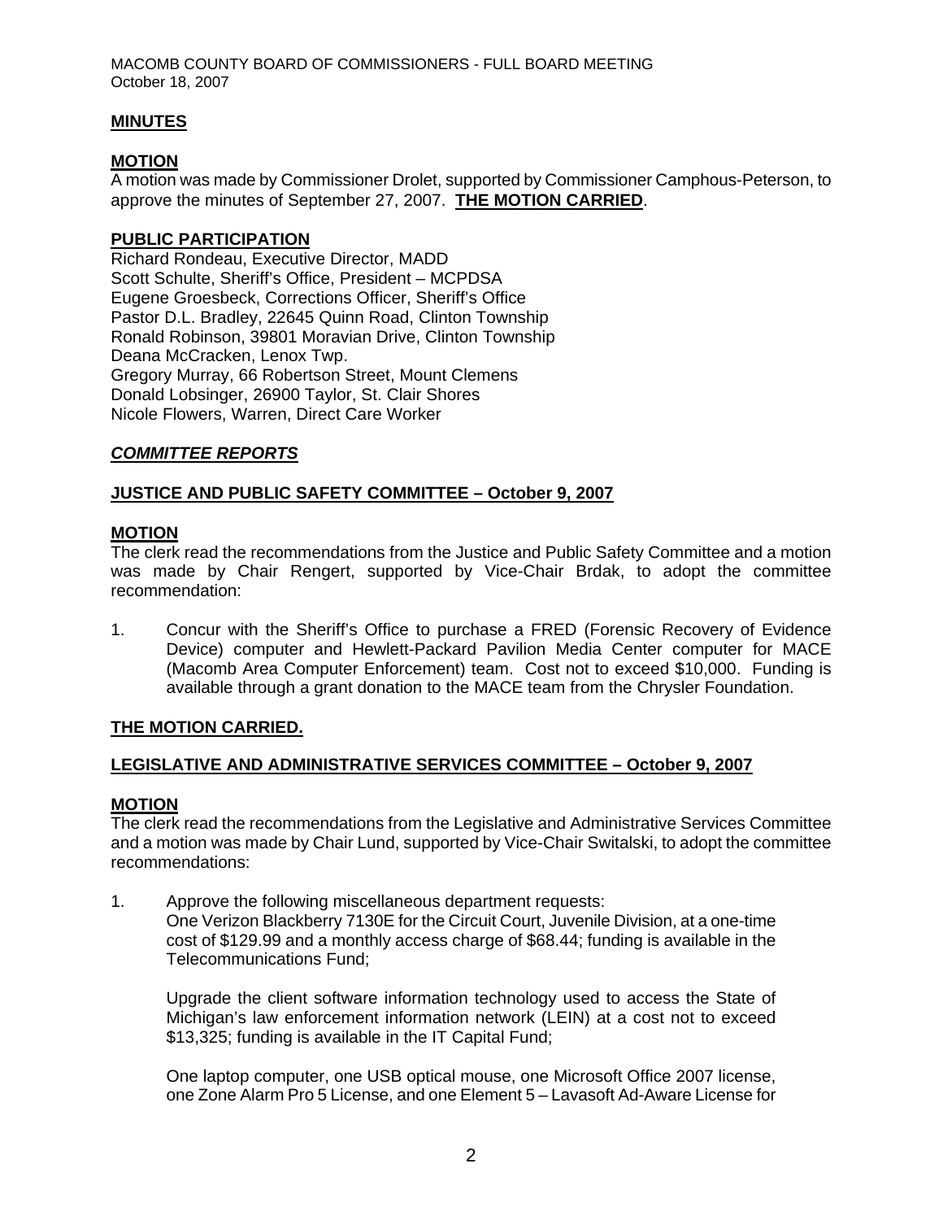## MINUTES

### MOTION

A motion was made by Commissioner Drolet, supported by Commissioner Camphous-Peterson, to approve the minutes of September 27, 2007. **THE MOTION CARRIED**.

### PUBLIC PARTICIPATION

Richard Rondeau, Executive Director, MADD
Scott Schulte, Sheriff's Office, President – MCPDSA
Eugene Groesbeck, Corrections Officer, Sheriff's Office
Pastor D.L. Bradley, 22645 Quinn Road, Clinton Township
Ronald Robinson, 39801 Moravian Drive, Clinton Township
Deana McCracken, Lenox Twp.
Gregory Murray, 66 Robertson Street, Mount Clemens
Donald Lobsinger, 26900 Taylor, St. Clair Shores
Nicole Flowers, Warren, Direct Care Worker

## *COMMITTEE REPORTS*

### JUSTICE AND PUBLIC SAFETY COMMITTEE – October 9, 2007

### MOTION

The clerk read the recommendations from the Justice and Public Safety Committee and a motion was made by Chair Rengert, supported by Vice-Chair Brdak, to adopt the committee recommendation:

1. Concur with the Sheriff's Office to purchase a FRED (Forensic Recovery of Evidence Device) computer and Hewlett-Packard Pavilion Media Center computer for MACE (Macomb Area Computer Enforcement) team. Cost not to exceed $10,000. Funding is available through a grant donation to the MACE team from the Chrysler Foundation.

**THE MOTION CARRIED.**

### LEGISLATIVE AND ADMINISTRATIVE SERVICES COMMITTEE – October 9, 2007

### MOTION

The clerk read the recommendations from the Legislative and Administrative Services Committee and a motion was made by Chair Lund, supported by Vice-Chair Switalski, to adopt the committee recommendations:

1. Approve the following miscellaneous department requests:
   One Verizon Blackberry 7130E for the Circuit Court, Juvenile Division, at a one-time cost of $129.99 and a monthly access charge of $68.44; funding is available in the Telecommunications Fund;

   Upgrade the client software information technology used to access the State of Michigan's law enforcement information network (LEIN) at a cost not to exceed $13,325; funding is available in the IT Capital Fund;

   One laptop computer, one USB optical mouse, one Microsoft Office 2007 license, one Zone Alarm Pro 5 License, and one Element 5 – Lavasoft Ad-Aware License for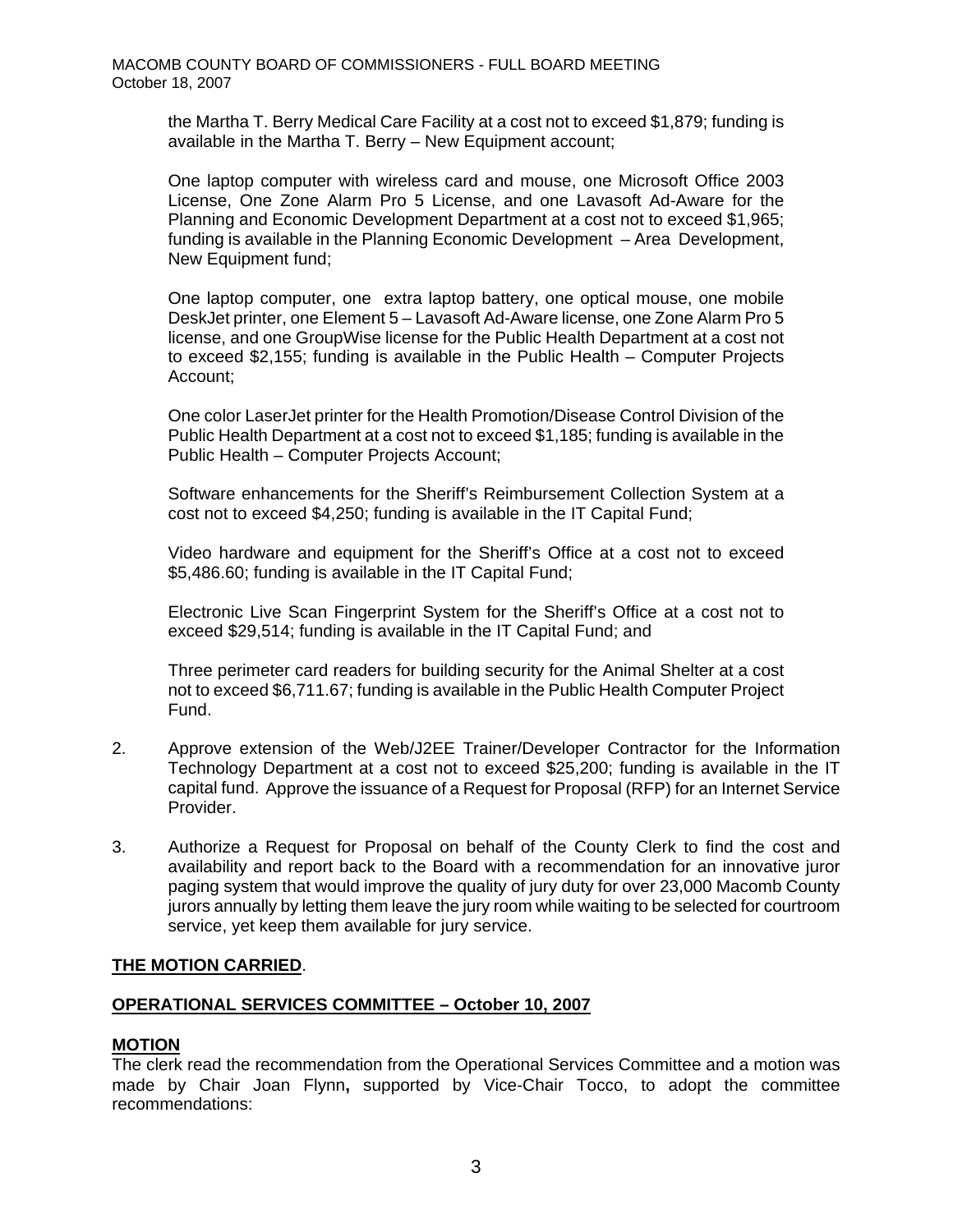the Martha T. Berry Medical Care Facility at a cost not to exceed $1,879; funding is available in the Martha T. Berry – New Equipment account;

One laptop computer with wireless card and mouse, one Microsoft Office 2003 License, One Zone Alarm Pro 5 License, and one Lavasoft Ad-Aware for the Planning and Economic Development Department at a cost not to exceed $1,965; funding is available in the Planning Economic Development – Area Development, New Equipment fund;

One laptop computer, one extra laptop battery, one optical mouse, one mobile DeskJet printer, one Element 5 – Lavasoft Ad-Aware license, one Zone Alarm Pro 5 license, and one GroupWise license for the Public Health Department at a cost not to exceed $2,155; funding is available in the Public Health – Computer Projects Account;

One color LaserJet printer for the Health Promotion/Disease Control Division of the Public Health Department at a cost not to exceed $1,185; funding is available in the Public Health – Computer Projects Account;

Software enhancements for the Sheriff's Reimbursement Collection System at a cost not to exceed $4,250; funding is available in the IT Capital Fund;

Video hardware and equipment for the Sheriff's Office at a cost not to exceed $5,486.60; funding is available in the IT Capital Fund;

Electronic Live Scan Fingerprint System for the Sheriff's Office at a cost not to exceed $29,514; funding is available in the IT Capital Fund; and

Three perimeter card readers for building security for the Animal Shelter at a cost not to exceed $6,711.67; funding is available in the Public Health Computer Project Fund.

2. Approve extension of the Web/J2EE Trainer/Developer Contractor for the Information Technology Department at a cost not to exceed $25,200; funding is available in the IT capital fund. Approve the issuance of a Request for Proposal (RFP) for an Internet Service Provider.

3. Authorize a Request for Proposal on behalf of the County Clerk to find the cost and availability and report back to the Board with a recommendation for an innovative juror paging system that would improve the quality of jury duty for over 23,000 Macomb County jurors annually by letting them leave the jury room while waiting to be selected for courtroom service, yet keep them available for jury service.

**THE MOTION CARRIED**.

**OPERATIONAL SERVICES COMMITTEE – October 10, 2007**

**MOTION**

The clerk read the recommendation from the Operational Services Committee and a motion was made by Chair Joan Flynn**,** supported by Vice-Chair Tocco, to adopt the committee recommendations: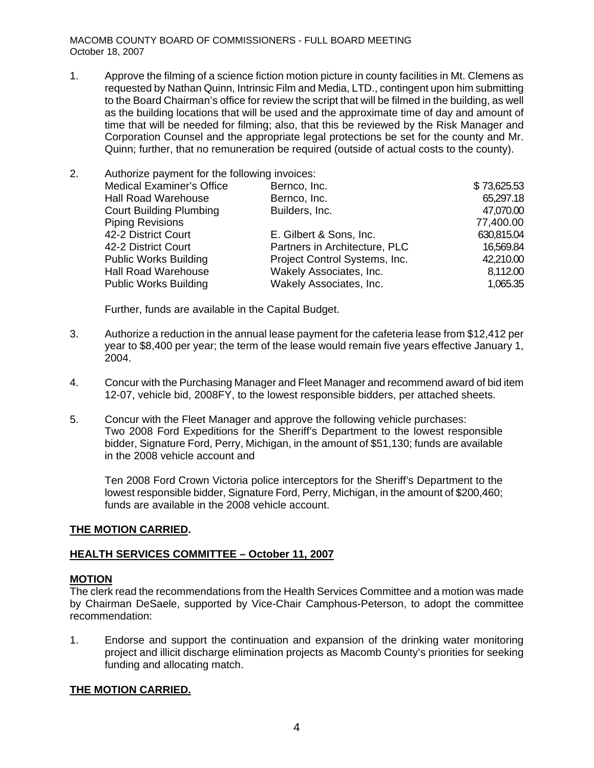1. Approve the filming of a science fiction motion picture in county facilities in Mt. Clemens as requested by Nathan Quinn, Intrinsic Film and Media, LTD., contingent upon him submitting to the Board Chairman's office for review the script that will be filmed in the building, as well as the building locations that will be used and the approximate time of day and amount of time that will be needed for filming; also, that this be reviewed by the Risk Manager and Corporation Counsel and the appropriate legal protections be set for the county and Mr. Quinn; further, that no remuneration be required (outside of actual costs to the county).

2. Authorize payment for the following invoices:

| | | |
|---|---|---|
| Medical Examiner's Office | Bernco, Inc. | $ 73,625.53 |
| Hall Road Warehouse | Bernco, Inc. | 65,297.18 |
| Court Building Plumbing | Builders, Inc. | 47,070.00 |
| Piping Revisions | | 77,400.00 |
| 42-2 District Court | E. Gilbert & Sons, Inc. | 630,815.04 |
| 42-2 District Court | Partners in Architecture, PLC | 16,569.84 |
| Public Works Building | Project Control Systems, Inc. | 42,210.00 |
| Hall Road Warehouse | Wakely Associates, Inc. | 8,112.00 |
| Public Works Building | Wakely Associates, Inc. | 1,065.35 |

Further, funds are available in the Capital Budget.

3. Authorize a reduction in the annual lease payment for the cafeteria lease from $12,412 per year to $8,400 per year; the term of the lease would remain five years effective January 1, 2004.

4. Concur with the Purchasing Manager and Fleet Manager and recommend award of bid item 12-07, vehicle bid, 2008FY, to the lowest responsible bidders, per attached sheets.

5. Concur with the Fleet Manager and approve the following vehicle purchases:
   Two 2008 Ford Expeditions for the Sheriff's Department to the lowest responsible bidder, Signature Ford, Perry, Michigan, in the amount of $51,130; funds are available in the 2008 vehicle account and

   Ten 2008 Ford Crown Victoria police interceptors for the Sheriff's Department to the lowest responsible bidder, Signature Ford, Perry, Michigan, in the amount of $200,460; funds are available in the 2008 vehicle account.

**THE MOTION CARRIED.**

**HEALTH SERVICES COMMITTEE – October 11, 2007**

**MOTION**

The clerk read the recommendations from the Health Services Committee and a motion was made by Chairman DeSaele, supported by Vice-Chair Camphous-Peterson, to adopt the committee recommendation:

1. Endorse and support the continuation and expansion of the drinking water monitoring project and illicit discharge elimination projects as Macomb County's priorities for seeking funding and allocating match.

**THE MOTION CARRIED.**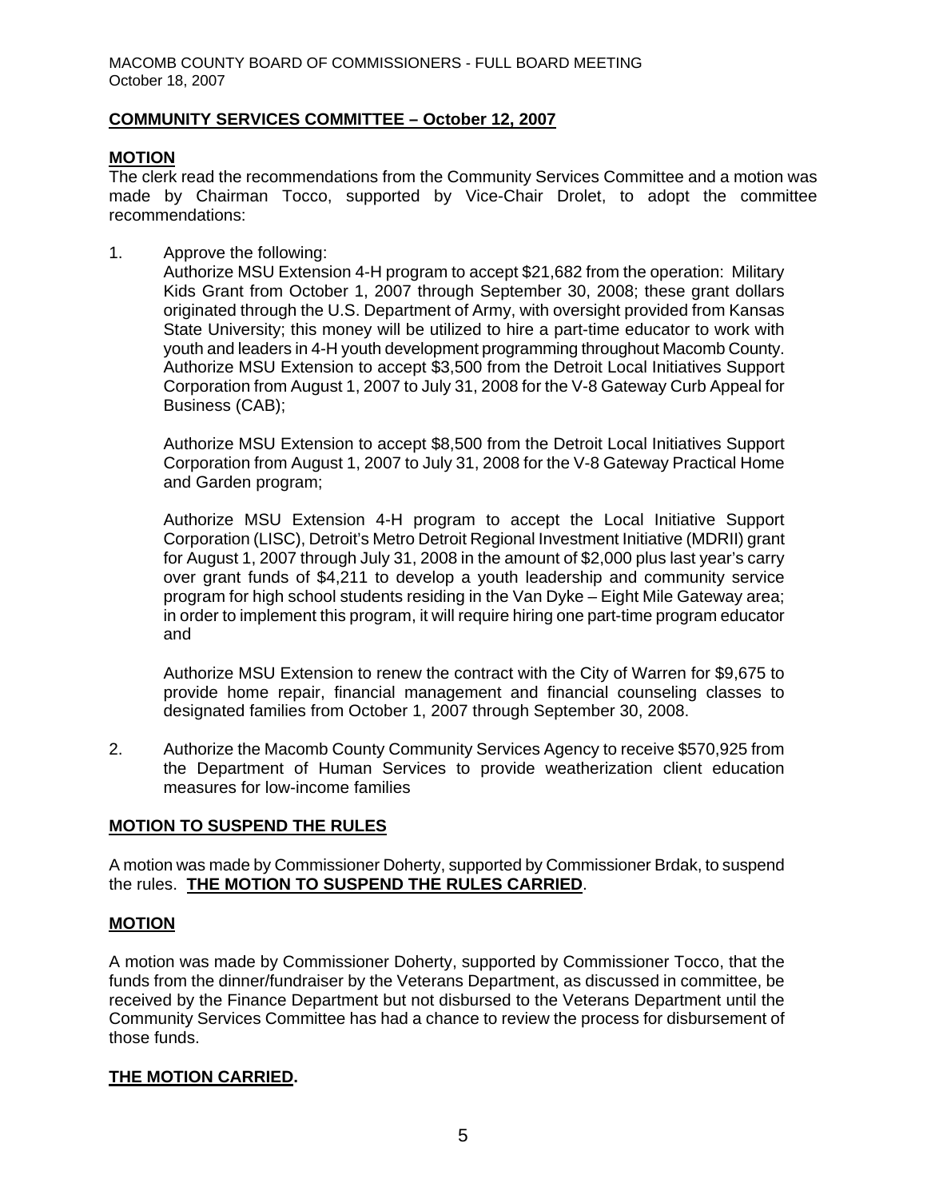**COMMUNITY SERVICES COMMITTEE – October 12, 2007**

**MOTION**

The clerk read the recommendations from the Community Services Committee and a motion was made by Chairman Tocco, supported by Vice-Chair Drolet, to adopt the committee recommendations:

1. Approve the following:
   Authorize MSU Extension 4-H program to accept $21,682 from the operation: Military Kids Grant from October 1, 2007 through September 30, 2008; these grant dollars originated through the U.S. Department of Army, with oversight provided from Kansas State University; this money will be utilized to hire a part-time educator to work with youth and leaders in 4-H youth development programming throughout Macomb County. Authorize MSU Extension to accept $3,500 from the Detroit Local Initiatives Support Corporation from August 1, 2007 to July 31, 2008 for the V-8 Gateway Curb Appeal for Business (CAB);

   Authorize MSU Extension to accept $8,500 from the Detroit Local Initiatives Support Corporation from August 1, 2007 to July 31, 2008 for the V-8 Gateway Practical Home and Garden program;

   Authorize MSU Extension 4-H program to accept the Local Initiative Support Corporation (LISC), Detroit's Metro Detroit Regional Investment Initiative (MDRII) grant for August 1, 2007 through July 31, 2008 in the amount of $2,000 plus last year's carry over grant funds of $4,211 to develop a youth leadership and community service program for high school students residing in the Van Dyke – Eight Mile Gateway area; in order to implement this program, it will require hiring one part-time program educator and

   Authorize MSU Extension to renew the contract with the City of Warren for $9,675 to provide home repair, financial management and financial counseling classes to designated families from October 1, 2007 through September 30, 2008.

2. Authorize the Macomb County Community Services Agency to receive $570,925 from the Department of Human Services to provide weatherization client education measures for low-income families

**MOTION TO SUSPEND THE RULES**

A motion was made by Commissioner Doherty, supported by Commissioner Brdak, to suspend the rules. **THE MOTION TO SUSPEND THE RULES CARRIED**.

**MOTION**

A motion was made by Commissioner Doherty, supported by Commissioner Tocco, that the funds from the dinner/fundraiser by the Veterans Department, as discussed in committee, be received by the Finance Department but not disbursed to the Veterans Department until the Community Services Committee has had a chance to review the process for disbursement of those funds.

**THE MOTION CARRIED.**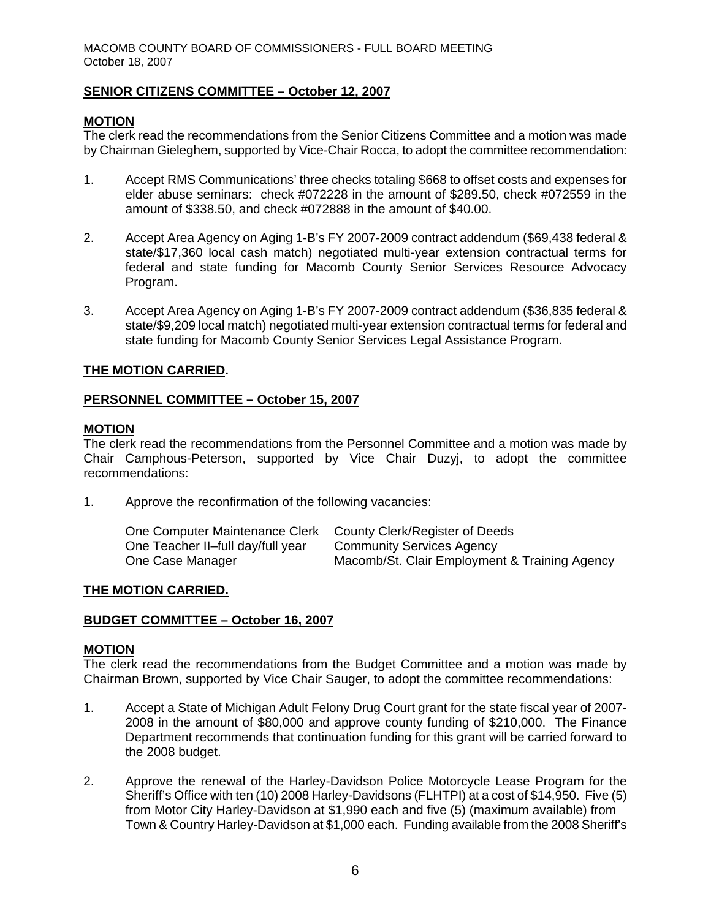**SENIOR CITIZENS COMMITTEE – October 12, 2007**

**MOTION**

The clerk read the recommendations from the Senior Citizens Committee and a motion was made by Chairman Gieleghem, supported by Vice-Chair Rocca, to adopt the committee recommendation:

1. Accept RMS Communications' three checks totaling $668 to offset costs and expenses for elder abuse seminars: check #072228 in the amount of $289.50, check #072559 in the amount of $338.50, and check #072888 in the amount of $40.00.

2. Accept Area Agency on Aging 1-B's FY 2007-2009 contract addendum ($69,438 federal & state/$17,360 local cash match) negotiated multi-year extension contractual terms for federal and state funding for Macomb County Senior Services Resource Advocacy Program.

3. Accept Area Agency on Aging 1-B's FY 2007-2009 contract addendum ($36,835 federal & state/$9,209 local match) negotiated multi-year extension contractual terms for federal and state funding for Macomb County Senior Services Legal Assistance Program.

**THE MOTION CARRIED.**

**PERSONNEL COMMITTEE – October 15, 2007**

**MOTION**

The clerk read the recommendations from the Personnel Committee and a motion was made by Chair Camphous-Peterson, supported by Vice Chair Duzyj, to adopt the committee recommendations:

1. Approve the reconfirmation of the following vacancies:

| | |
|---|---|
| One Computer Maintenance Clerk | County Clerk/Register of Deeds |
| One Teacher II–full day/full year | Community Services Agency |
| One Case Manager | Macomb/St. Clair Employment & Training Agency |

**THE MOTION CARRIED.**

**BUDGET COMMITTEE – October 16, 2007**

**MOTION**

The clerk read the recommendations from the Budget Committee and a motion was made by Chairman Brown, supported by Vice Chair Sauger, to adopt the committee recommendations:

1. Accept a State of Michigan Adult Felony Drug Court grant for the state fiscal year of 2007-2008 in the amount of $80,000 and approve county funding of $210,000. The Finance Department recommends that continuation funding for this grant will be carried forward to the 2008 budget.

2. Approve the renewal of the Harley-Davidson Police Motorcycle Lease Program for the Sheriff's Office with ten (10) 2008 Harley-Davidsons (FLHTPI) at a cost of $14,950. Five (5) from Motor City Harley-Davidson at $1,990 each and five (5) (maximum available) from Town & Country Harley-Davidson at $1,000 each. Funding available from the 2008 Sheriff's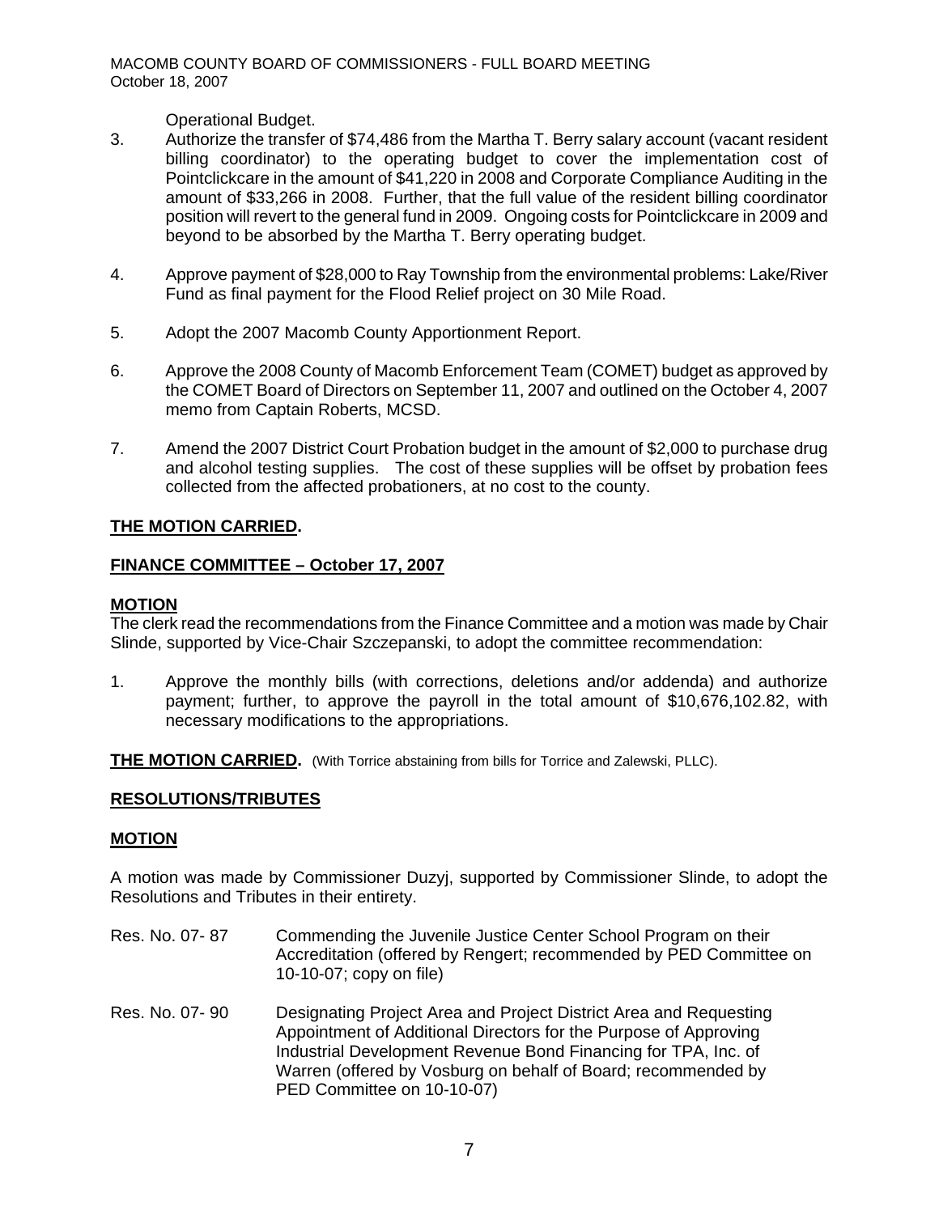Operational Budget.

3. Authorize the transfer of $74,486 from the Martha T. Berry salary account (vacant resident billing coordinator) to the operating budget to cover the implementation cost of Pointclickcare in the amount of $41,220 in 2008 and Corporate Compliance Auditing in the amount of $33,266 in 2008. Further, that the full value of the resident billing coordinator position will revert to the general fund in 2009. Ongoing costs for Pointclickcare in 2009 and beyond to be absorbed by the Martha T. Berry operating budget.

4. Approve payment of $28,000 to Ray Township from the environmental problems: Lake/River Fund as final payment for the Flood Relief project on 30 Mile Road.

5. Adopt the 2007 Macomb County Apportionment Report.

6. Approve the 2008 County of Macomb Enforcement Team (COMET) budget as approved by the COMET Board of Directors on September 11, 2007 and outlined on the October 4, 2007 memo from Captain Roberts, MCSD.

7. Amend the 2007 District Court Probation budget in the amount of $2,000 to purchase drug and alcohol testing supplies. The cost of these supplies will be offset by probation fees collected from the affected probationers, at no cost to the county.

**THE MOTION CARRIED.**

**FINANCE COMMITTEE – October 17, 2007**

**MOTION**

The clerk read the recommendations from the Finance Committee and a motion was made by Chair Slinde, supported by Vice-Chair Szczepanski, to adopt the committee recommendation:

1. Approve the monthly bills (with corrections, deletions and/or addenda) and authorize payment; further, to approve the payroll in the total amount of $10,676,102.82, with necessary modifications to the appropriations.

**THE MOTION CARRIED.** (With Torrice abstaining from bills for Torrice and Zalewski, PLLC).

**RESOLUTIONS/TRIBUTES**

**MOTION**

A motion was made by Commissioner Duzyj, supported by Commissioner Slinde, to adopt the Resolutions and Tributes in their entirety.

Res. No. 07- 87 Commending the Juvenile Justice Center School Program on their Accreditation (offered by Rengert; recommended by PED Committee on 10-10-07; copy on file)

Res. No. 07- 90 Designating Project Area and Project District Area and Requesting Appointment of Additional Directors for the Purpose of Approving Industrial Development Revenue Bond Financing for TPA, Inc. of Warren (offered by Vosburg on behalf of Board; recommended by PED Committee on 10-10-07)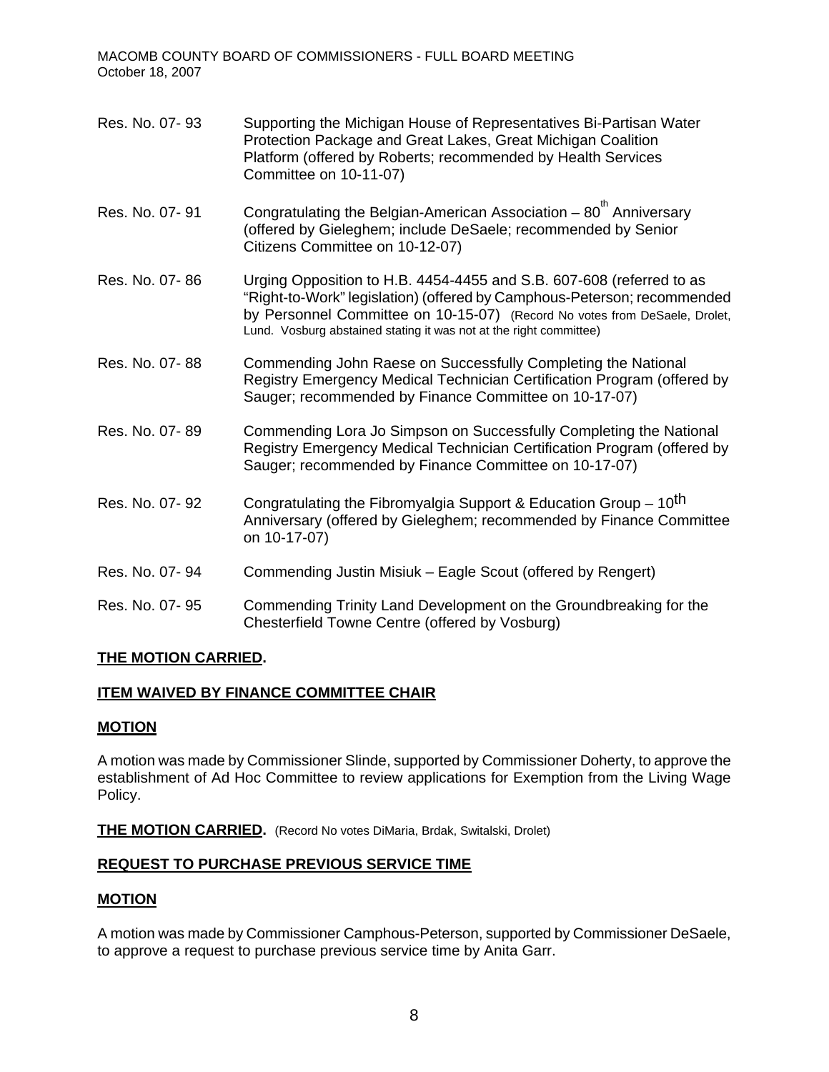Res. No. 07- 93 Supporting the Michigan House of Representatives Bi-Partisan Water Protection Package and Great Lakes, Great Michigan Coalition Platform (offered by Roberts; recommended by Health Services Committee on 10-11-07)

Res. No. 07- 91 Congratulating the Belgian-American Association – 80th Anniversary (offered by Gieleghem; include DeSaele; recommended by Senior Citizens Committee on 10-12-07)

Res. No. 07- 86 Urging Opposition to H.B. 4454-4455 and S.B. 607-608 (referred to as "Right-to-Work" legislation) (offered by Camphous-Peterson; recommended by Personnel Committee on 10-15-07) (Record No votes from DeSaele, Drolet, Lund. Vosburg abstained stating it was not at the right committee)

Res. No. 07- 88 Commending John Raese on Successfully Completing the National Registry Emergency Medical Technician Certification Program (offered by Sauger; recommended by Finance Committee on 10-17-07)

Res. No. 07- 89 Commending Lora Jo Simpson on Successfully Completing the National Registry Emergency Medical Technician Certification Program (offered by Sauger; recommended by Finance Committee on 10-17-07)

Res. No. 07- 92 Congratulating the Fibromyalgia Support & Education Group – 10th Anniversary (offered by Gieleghem; recommended by Finance Committee on 10-17-07)

Res. No. 07- 94 Commending Justin Misiuk – Eagle Scout (offered by Rengert)

Res. No. 07- 95 Commending Trinity Land Development on the Groundbreaking for the Chesterfield Towne Centre (offered by Vosburg)

**THE MOTION CARRIED.**

**ITEM WAIVED BY FINANCE COMMITTEE CHAIR**

**MOTION**

A motion was made by Commissioner Slinde, supported by Commissioner Doherty, to approve the establishment of Ad Hoc Committee to review applications for Exemption from the Living Wage Policy.

**THE MOTION CARRIED.** (Record No votes DiMaria, Brdak, Switalski, Drolet)

**REQUEST TO PURCHASE PREVIOUS SERVICE TIME**

**MOTION**

A motion was made by Commissioner Camphous-Peterson, supported by Commissioner DeSaele, to approve a request to purchase previous service time by Anita Garr.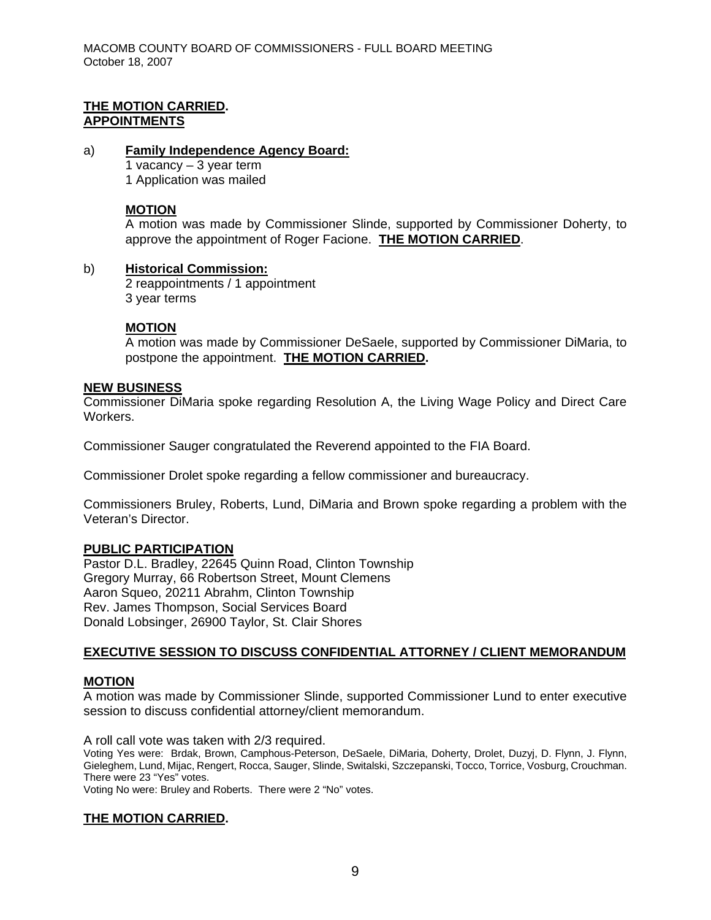**THE MOTION CARRIED.**
**APPOINTMENTS**

a) **Family Independence Agency Board:**
1 vacancy – 3 year term
1 Application was mailed

**MOTION**
A motion was made by Commissioner Slinde, supported by Commissioner Doherty, to approve the appointment of Roger Facione. **THE MOTION CARRIED**.

b) **Historical Commission:**
2 reappointments / 1 appointment
3 year terms

**MOTION**
A motion was made by Commissioner DeSaele, supported by Commissioner DiMaria, to postpone the appointment. **THE MOTION CARRIED.**

**NEW BUSINESS**
Commissioner DiMaria spoke regarding Resolution A, the Living Wage Policy and Direct Care Workers.

Commissioner Sauger congratulated the Reverend appointed to the FIA Board.

Commissioner Drolet spoke regarding a fellow commissioner and bureaucracy.

Commissioners Bruley, Roberts, Lund, DiMaria and Brown spoke regarding a problem with the Veteran's Director.

**PUBLIC PARTICIPATION**
Pastor D.L. Bradley, 22645 Quinn Road, Clinton Township
Gregory Murray, 66 Robertson Street, Mount Clemens
Aaron Squeo, 20211 Abrahm, Clinton Township
Rev. James Thompson, Social Services Board
Donald Lobsinger, 26900 Taylor, St. Clair Shores

**EXECUTIVE SESSION TO DISCUSS CONFIDENTIAL ATTORNEY / CLIENT MEMORANDUM**

**MOTION**
A motion was made by Commissioner Slinde, supported Commissioner Lund to enter executive session to discuss confidential attorney/client memorandum.

A roll call vote was taken with 2/3 required.
Voting Yes were: Brdak, Brown, Camphous-Peterson, DeSaele, DiMaria, Doherty, Drolet, Duzyj, D. Flynn, J. Flynn, Gieleghem, Lund, Mijac, Rengert, Rocca, Sauger, Slinde, Switalski, Szczepanski, Tocco, Torrice, Vosburg, Crouchman. There were 23 "Yes" votes.
Voting No were: Bruley and Roberts. There were 2 "No" votes.

**THE MOTION CARRIED.**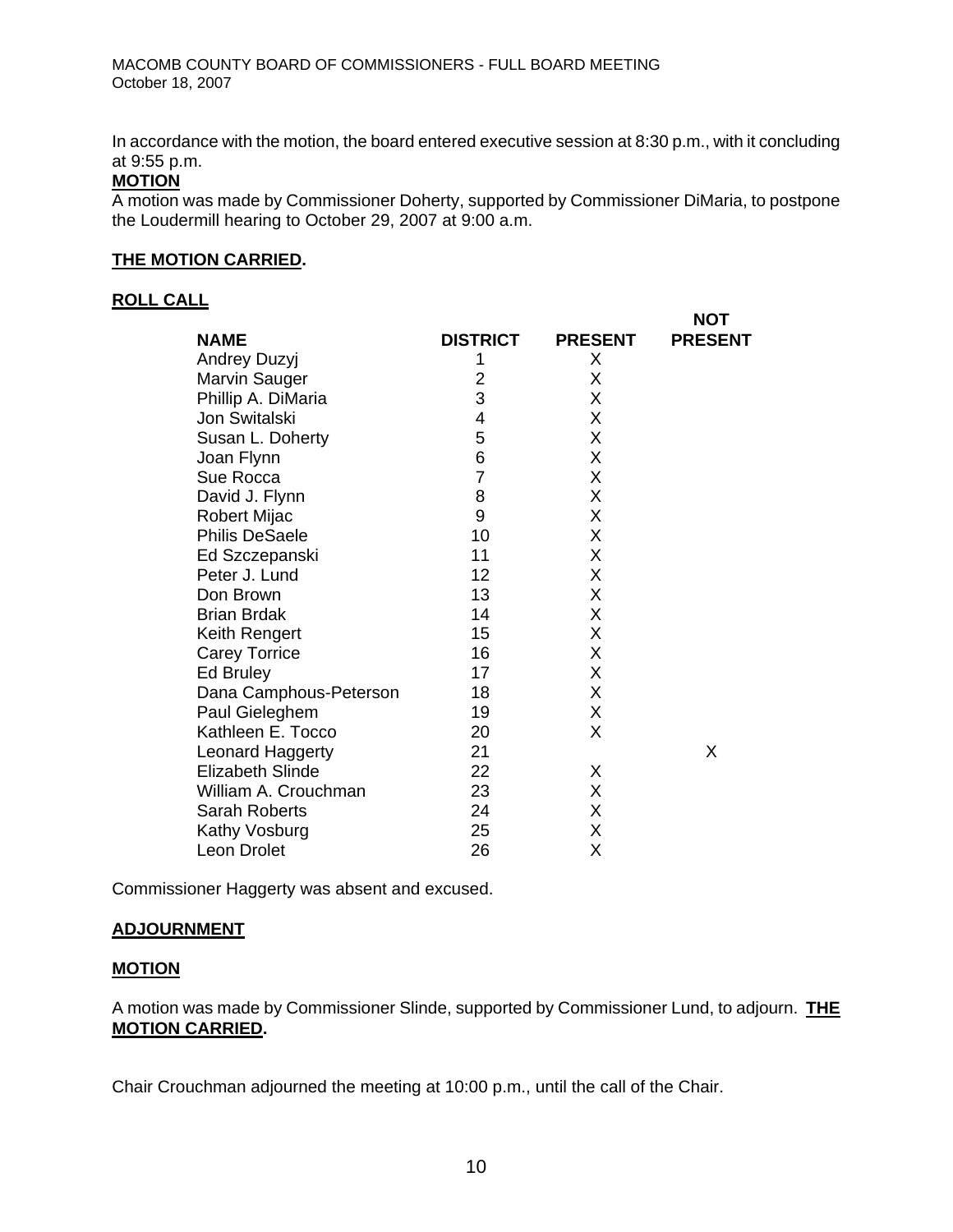In accordance with the motion, the board entered executive session at 8:30 p.m., with it concluding at 9:55 p.m.

**MOTION**

A motion was made by Commissioner Doherty, supported by Commissioner DiMaria, to postpone the Loudermill hearing to October 29, 2007 at 9:00 a.m.

**THE MOTION CARRIED.**

**ROLL CALL**

| NAME | DISTRICT | PRESENT | NOT PRESENT |
|---|---|---|---|
| Andrey Duzyj | 1 | X | |
| Marvin Sauger | 2 | X | |
| Phillip A. DiMaria | 3 | X | |
| Jon Switalski | 4 | X | |
| Susan L. Doherty | 5 | X | |
| Joan Flynn | 6 | X | |
| Sue Rocca | 7 | X | |
| David J. Flynn | 8 | X | |
| Robert Mijac | 9 | X | |
| Philis DeSaele | 10 | X | |
| Ed Szczepanski | 11 | X | |
| Peter J. Lund | 12 | X | |
| Don Brown | 13 | X | |
| Brian Brdak | 14 | X | |
| Keith Rengert | 15 | X | |
| Carey Torrice | 16 | X | |
| Ed Bruley | 17 | X | |
| Dana Camphous-Peterson | 18 | X | |
| Paul Gieleghem | 19 | X | |
| Kathleen E. Tocco | 20 | X | |
| Leonard Haggerty | 21 | | X |
| Elizabeth Slinde | 22 | X | |
| William A. Crouchman | 23 | X | |
| Sarah Roberts | 24 | X | |
| Kathy Vosburg | 25 | X | |
| Leon Drolet | 26 | X | |

Commissioner Haggerty was absent and excused.

**ADJOURNMENT**

**MOTION**

A motion was made by Commissioner Slinde, supported by Commissioner Lund, to adjourn. **THE MOTION CARRIED.**

Chair Crouchman adjourned the meeting at 10:00 p.m., until the call of the Chair.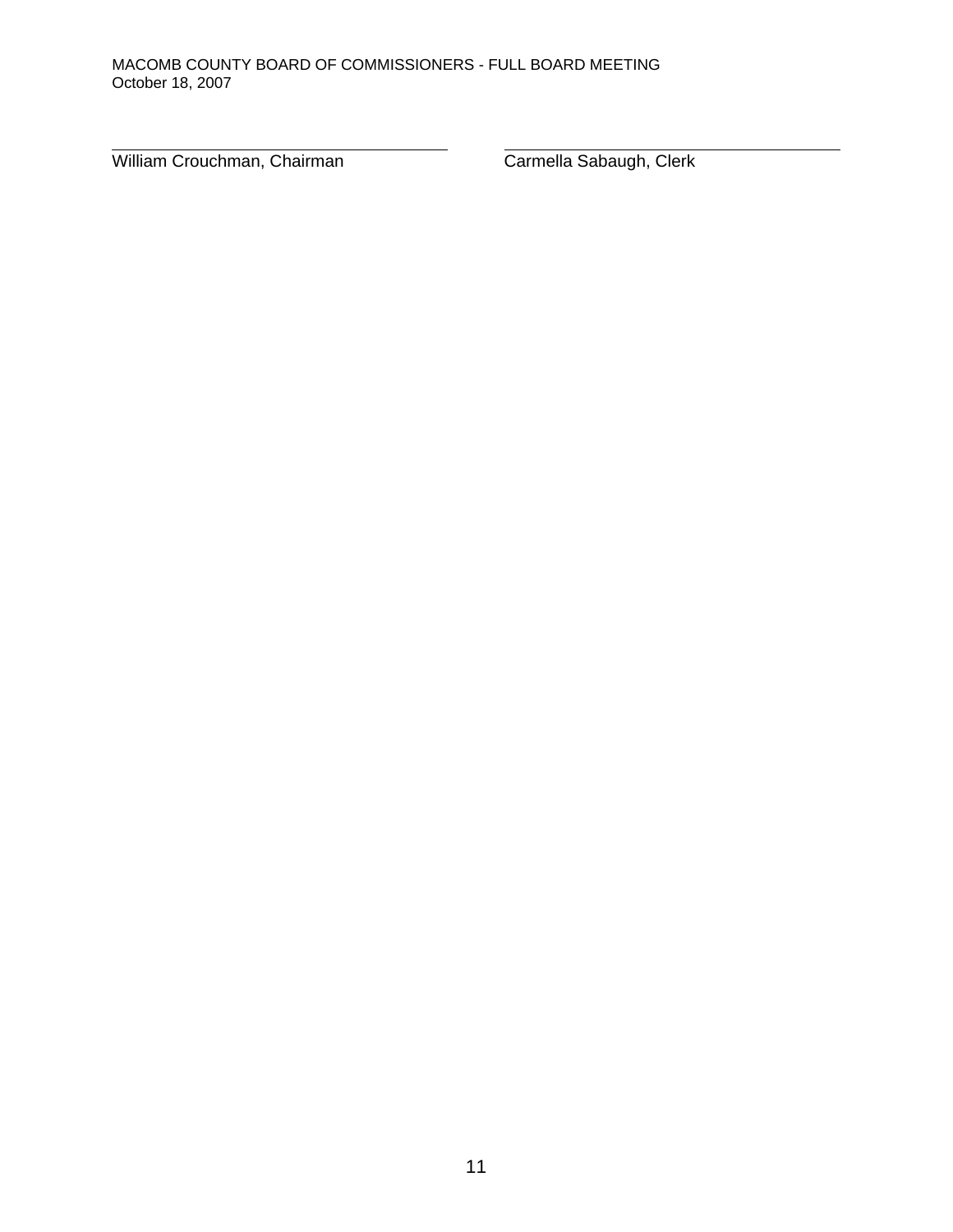William Crouchman, Chairman

Carmella Sabaugh, Clerk